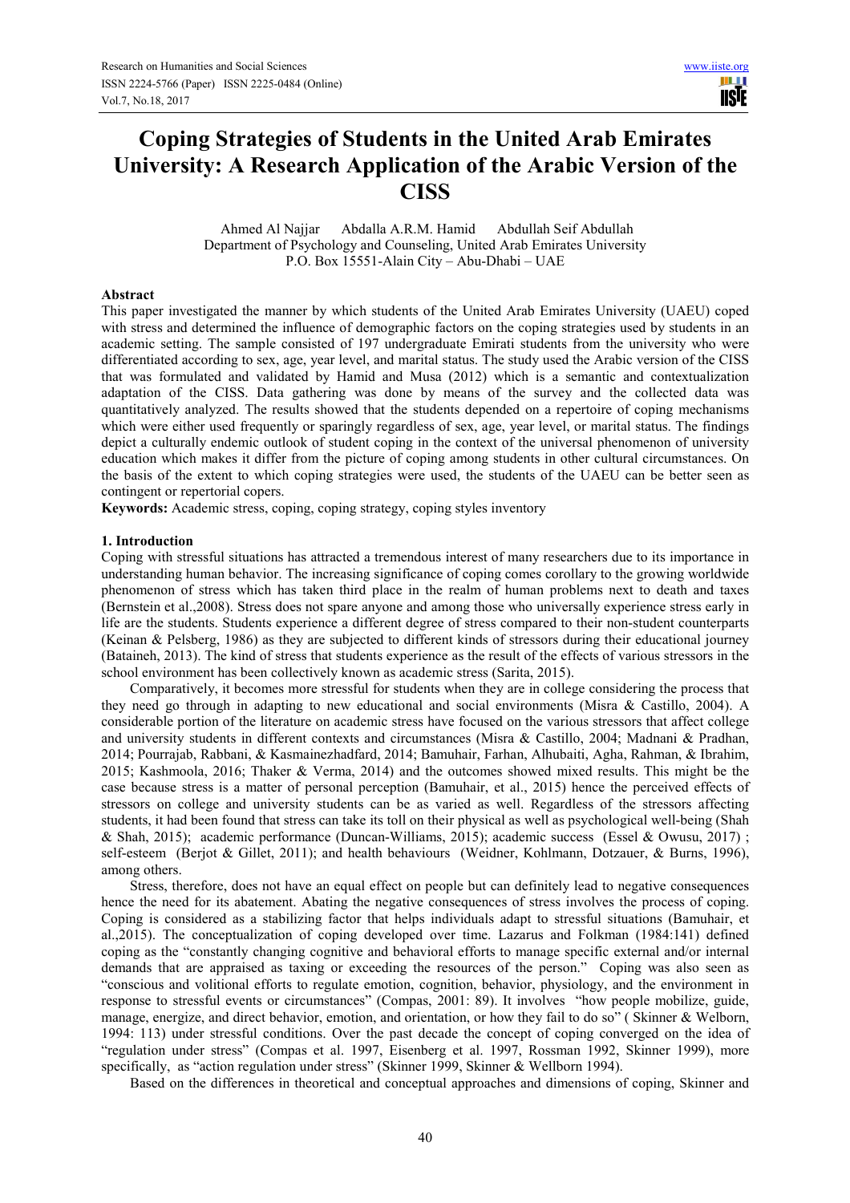# Coping Strategies of Students in the United Arab Emirates University: A Research Application of the Arabic Version of the CISS

Ahmed Al Najjar  Abdalla A.R.M. Hamid  Abdullah Seif Abdullah
Department of Psychology and Counseling, United Arab Emirates University
P.O. Box 15551-Alain City – Abu-Dhabi – UAE

## Abstract

This paper investigated the manner by which students of the United Arab Emirates University (UAEU) coped with stress and determined the influence of demographic factors on the coping strategies used by students in an academic setting. The sample consisted of 197 undergraduate Emirati students from the university who were differentiated according to sex, age, year level, and marital status. The study used the Arabic version of the CISS that was formulated and validated by Hamid and Musa (2012) which is a semantic and contextualization adaptation of the CISS. Data gathering was done by means of the survey and the collected data was quantitatively analyzed. The results showed that the students depended on a repertoire of coping mechanisms which were either used frequently or sparingly regardless of sex, age, year level, or marital status. The findings depict a culturally endemic outlook of student coping in the context of the universal phenomenon of university education which makes it differ from the picture of coping among students in other cultural circumstances. On the basis of the extent to which coping strategies were used, the students of the UAEU can be better seen as contingent or repertorial copers.

**Keywords:** Academic stress, coping, coping strategy, coping styles inventory

## 1. Introduction

Coping with stressful situations has attracted a tremendous interest of many researchers due to its importance in understanding human behavior. The increasing significance of coping comes corollary to the growing worldwide phenomenon of stress which has taken third place in the realm of human problems next to death and taxes (Bernstein et al.,2008). Stress does not spare anyone and among those who universally experience stress early in life are the students. Students experience a different degree of stress compared to their non-student counterparts (Keinan & Pelsberg, 1986) as they are subjected to different kinds of stressors during their educational journey (Bataineh, 2013). The kind of stress that students experience as the result of the effects of various stressors in the school environment has been collectively known as academic stress (Sarita, 2015).

Comparatively, it becomes more stressful for students when they are in college considering the process that they need go through in adapting to new educational and social environments (Misra & Castillo, 2004). A considerable portion of the literature on academic stress have focused on the various stressors that affect college and university students in different contexts and circumstances (Misra & Castillo, 2004; Madnani & Pradhan, 2014; Pourrajab, Rabbani, & Kasmainezhadfard, 2014; Bamuhair, Farhan, Alhubaiti, Agha, Rahman, & Ibrahim, 2015; Kashmoola, 2016; Thaker & Verma, 2014) and the outcomes showed mixed results. This might be the case because stress is a matter of personal perception (Bamuhair, et al., 2015) hence the perceived effects of stressors on college and university students can be as varied as well. Regardless of the stressors affecting students, it had been found that stress can take its toll on their physical as well as psychological well-being (Shah & Shah, 2015); academic performance (Duncan-Williams, 2015); academic success (Essel & Owusu, 2017) ; self-esteem (Berjot & Gillet, 2011); and health behaviours (Weidner, Kohlmann, Dotzauer, & Burns, 1996), among others.

Stress, therefore, does not have an equal effect on people but can definitely lead to negative consequences hence the need for its abatement. Abating the negative consequences of stress involves the process of coping. Coping is considered as a stabilizing factor that helps individuals adapt to stressful situations (Bamuhair, et al.,2015). The conceptualization of coping developed over time. Lazarus and Folkman (1984:141) defined coping as the "constantly changing cognitive and behavioral efforts to manage specific external and/or internal demands that are appraised as taxing or exceeding the resources of the person." Coping was also seen as "conscious and volitional efforts to regulate emotion, cognition, behavior, physiology, and the environment in response to stressful events or circumstances" (Compas, 2001: 89). It involves "how people mobilize, guide, manage, energize, and direct behavior, emotion, and orientation, or how they fail to do so" ( Skinner & Welborn, 1994: 113) under stressful conditions. Over the past decade the concept of coping converged on the idea of "regulation under stress" (Compas et al. 1997, Eisenberg et al. 1997, Rossman 1992, Skinner 1999), more specifically, as "action regulation under stress" (Skinner 1999, Skinner & Wellborn 1994).

Based on the differences in theoretical and conceptual approaches and dimensions of coping, Skinner and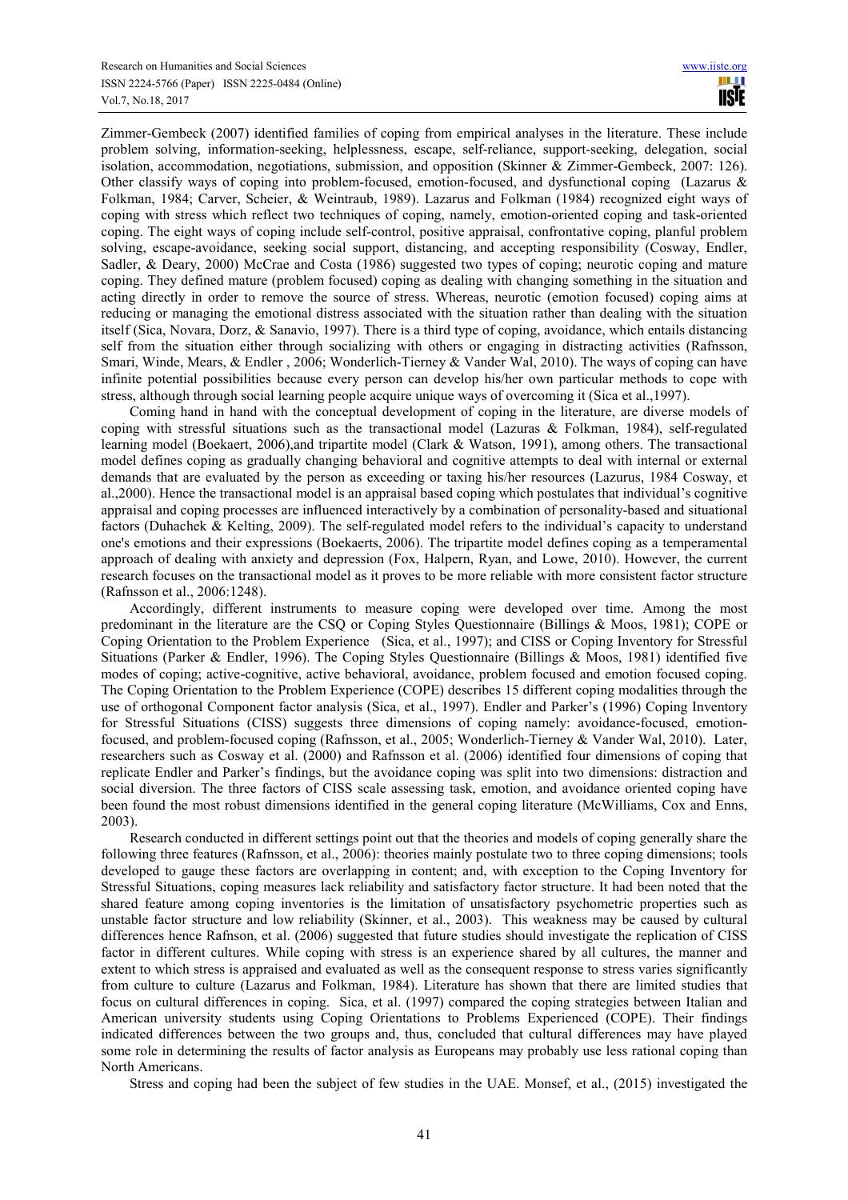Zimmer-Gembeck (2007) identified families of coping from empirical analyses in the literature. These include problem solving, information-seeking, helplessness, escape, self-reliance, support-seeking, delegation, social isolation, accommodation, negotiations, submission, and opposition (Skinner & Zimmer-Gembeck, 2007: 126). Other classify ways of coping into problem-focused, emotion-focused, and dysfunctional coping (Lazarus & Folkman, 1984; Carver, Scheier, & Weintraub, 1989). Lazarus and Folkman (1984) recognized eight ways of coping with stress which reflect two techniques of coping, namely, emotion-oriented coping and task-oriented coping. The eight ways of coping include self-control, positive appraisal, confrontative coping, planful problem solving, escape-avoidance, seeking social support, distancing, and accepting responsibility (Cosway, Endler, Sadler, & Deary, 2000) McCrae and Costa (1986) suggested two types of coping; neurotic coping and mature coping. They defined mature (problem focused) coping as dealing with changing something in the situation and acting directly in order to remove the source of stress. Whereas, neurotic (emotion focused) coping aims at reducing or managing the emotional distress associated with the situation rather than dealing with the situation itself (Sica, Novara, Dorz, & Sanavio, 1997). There is a third type of coping, avoidance, which entails distancing self from the situation either through socializing with others or engaging in distracting activities (Rafnsson, Smari, Winde, Mears, & Endler , 2006; Wonderlich-Tierney & Vander Wal, 2010). The ways of coping can have infinite potential possibilities because every person can develop his/her own particular methods to cope with stress, although through social learning people acquire unique ways of overcoming it (Sica et al.,1997).

Coming hand in hand with the conceptual development of coping in the literature, are diverse models of coping with stressful situations such as the transactional model (Lazuras & Folkman, 1984), self-regulated learning model (Boekaert, 2006),and tripartite model (Clark & Watson, 1991), among others. The transactional model defines coping as gradually changing behavioral and cognitive attempts to deal with internal or external demands that are evaluated by the person as exceeding or taxing his/her resources (Lazurus, 1984 Cosway, et al.,2000). Hence the transactional model is an appraisal based coping which postulates that individual's cognitive appraisal and coping processes are influenced interactively by a combination of personality-based and situational factors (Duhachek & Kelting, 2009). The self-regulated model refers to the individual's capacity to understand one's emotions and their expressions (Boekaerts, 2006). The tripartite model defines coping as a temperamental approach of dealing with anxiety and depression (Fox, Halpern, Ryan, and Lowe, 2010). However, the current research focuses on the transactional model as it proves to be more reliable with more consistent factor structure (Rafnsson et al., 2006:1248).

Accordingly, different instruments to measure coping were developed over time. Among the most predominant in the literature are the CSQ or Coping Styles Questionnaire (Billings & Moos, 1981); COPE or Coping Orientation to the Problem Experience (Sica, et al., 1997); and CISS or Coping Inventory for Stressful Situations (Parker & Endler, 1996). The Coping Styles Questionnaire (Billings & Moos, 1981) identified five modes of coping; active-cognitive, active behavioral, avoidance, problem focused and emotion focused coping. The Coping Orientation to the Problem Experience (COPE) describes 15 different coping modalities through the use of orthogonal Component factor analysis (Sica, et al., 1997). Endler and Parker's (1996) Coping Inventory for Stressful Situations (CISS) suggests three dimensions of coping namely: avoidance-focused, emotion-focused, and problem-focused coping (Rafnsson, et al., 2005; Wonderlich-Tierney & Vander Wal, 2010). Later, researchers such as Cosway et al. (2000) and Rafnsson et al. (2006) identified four dimensions of coping that replicate Endler and Parker's findings, but the avoidance coping was split into two dimensions: distraction and social diversion. The three factors of CISS scale assessing task, emotion, and avoidance oriented coping have been found the most robust dimensions identified in the general coping literature (McWilliams, Cox and Enns, 2003).

Research conducted in different settings point out that the theories and models of coping generally share the following three features (Rafnsson, et al., 2006): theories mainly postulate two to three coping dimensions; tools developed to gauge these factors are overlapping in content; and, with exception to the Coping Inventory for Stressful Situations, coping measures lack reliability and satisfactory factor structure. It had been noted that the shared feature among coping inventories is the limitation of unsatisfactory psychometric properties such as unstable factor structure and low reliability (Skinner, et al., 2003). This weakness may be caused by cultural differences hence Rafnson, et al. (2006) suggested that future studies should investigate the replication of CISS factor in different cultures. While coping with stress is an experience shared by all cultures, the manner and extent to which stress is appraised and evaluated as well as the consequent response to stress varies significantly from culture to culture (Lazarus and Folkman, 1984). Literature has shown that there are limited studies that focus on cultural differences in coping. Sica, et al. (1997) compared the coping strategies between Italian and American university students using Coping Orientations to Problems Experienced (COPE). Their findings indicated differences between the two groups and, thus, concluded that cultural differences may have played some role in determining the results of factor analysis as Europeans may probably use less rational coping than North Americans.

Stress and coping had been the subject of few studies in the UAE. Monsef, et al., (2015) investigated the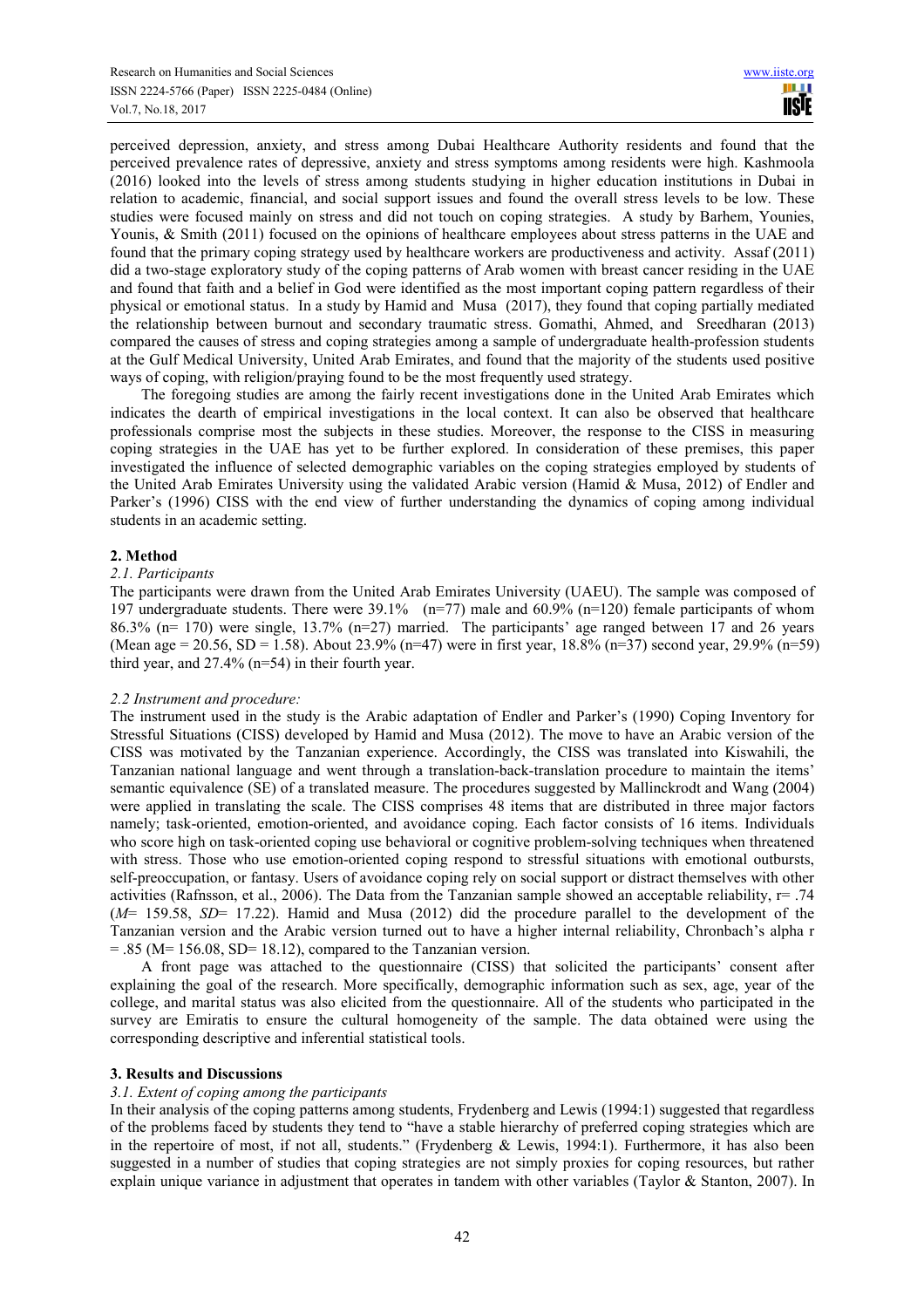perceived depression, anxiety, and stress among Dubai Healthcare Authority residents and found that the perceived prevalence rates of depressive, anxiety and stress symptoms among residents were high. Kashmoola (2016) looked into the levels of stress among students studying in higher education institutions in Dubai in relation to academic, financial, and social support issues and found the overall stress levels to be low. These studies were focused mainly on stress and did not touch on coping strategies. A study by Barhem, Younies, Younis, & Smith (2011) focused on the opinions of healthcare employees about stress patterns in the UAE and found that the primary coping strategy used by healthcare workers are productiveness and activity. Assaf (2011) did a two-stage exploratory study of the coping patterns of Arab women with breast cancer residing in the UAE and found that faith and a belief in God were identified as the most important coping pattern regardless of their physical or emotional status. In a study by Hamid and Musa (2017), they found that coping partially mediated the relationship between burnout and secondary traumatic stress. Gomathi, Ahmed, and Sreedharan (2013) compared the causes of stress and coping strategies among a sample of undergraduate health-profession students at the Gulf Medical University, United Arab Emirates, and found that the majority of the students used positive ways of coping, with religion/praying found to be the most frequently used strategy.

The foregoing studies are among the fairly recent investigations done in the United Arab Emirates which indicates the dearth of empirical investigations in the local context. It can also be observed that healthcare professionals comprise most the subjects in these studies. Moreover, the response to the CISS in measuring coping strategies in the UAE has yet to be further explored. In consideration of these premises, this paper investigated the influence of selected demographic variables on the coping strategies employed by students of the United Arab Emirates University using the validated Arabic version (Hamid & Musa, 2012) of Endler and Parker's (1996) CISS with the end view of further understanding the dynamics of coping among individual students in an academic setting.

## 2. Method

### *2.1. Participants*

The participants were drawn from the United Arab Emirates University (UAEU). The sample was composed of 197 undergraduate students. There were 39.1% (n=77) male and 60.9% (n=120) female participants of whom 86.3% (n= 170) were single, 13.7% (n=27) married. The participants' age ranged between 17 and 26 years (Mean age = 20.56, SD = 1.58). About 23.9% (n=47) were in first year, 18.8% (n=37) second year, 29.9% (n=59) third year, and 27.4% (n=54) in their fourth year.

### *2.2 Instrument and procedure:*

The instrument used in the study is the Arabic adaptation of Endler and Parker's (1990) Coping Inventory for Stressful Situations (CISS) developed by Hamid and Musa (2012). The move to have an Arabic version of the CISS was motivated by the Tanzanian experience. Accordingly, the CISS was translated into Kiswahili, the Tanzanian national language and went through a translation-back-translation procedure to maintain the items' semantic equivalence (SE) of a translated measure. The procedures suggested by Mallinckrodt and Wang (2004) were applied in translating the scale. The CISS comprises 48 items that are distributed in three major factors namely; task-oriented, emotion-oriented, and avoidance coping. Each factor consists of 16 items. Individuals who score high on task-oriented coping use behavioral or cognitive problem-solving techniques when threatened with stress. Those who use emotion-oriented coping respond to stressful situations with emotional outbursts, self-preoccupation, or fantasy. Users of avoidance coping rely on social support or distract themselves with other activities (Rafnsson, et al., 2006). The Data from the Tanzanian sample showed an acceptable reliability, r= .74 (*M*= 159.58, *SD*= 17.22). Hamid and Musa (2012) did the procedure parallel to the development of the Tanzanian version and the Arabic version turned out to have a higher internal reliability, Chronbach's alpha r = .85 (M= 156.08, SD= 18.12), compared to the Tanzanian version.

A front page was attached to the questionnaire (CISS) that solicited the participants' consent after explaining the goal of the research. More specifically, demographic information such as sex, age, year of the college, and marital status was also elicited from the questionnaire. All of the students who participated in the survey are Emiratis to ensure the cultural homogeneity of the sample. The data obtained were using the corresponding descriptive and inferential statistical tools.

## 3. Results and Discussions

### *3.1. Extent of coping among the participants*

In their analysis of the coping patterns among students, Frydenberg and Lewis (1994:1) suggested that regardless of the problems faced by students they tend to "have a stable hierarchy of preferred coping strategies which are in the repertoire of most, if not all, students." (Frydenberg & Lewis, 1994:1). Furthermore, it has also been suggested in a number of studies that coping strategies are not simply proxies for coping resources, but rather explain unique variance in adjustment that operates in tandem with other variables (Taylor & Stanton, 2007). In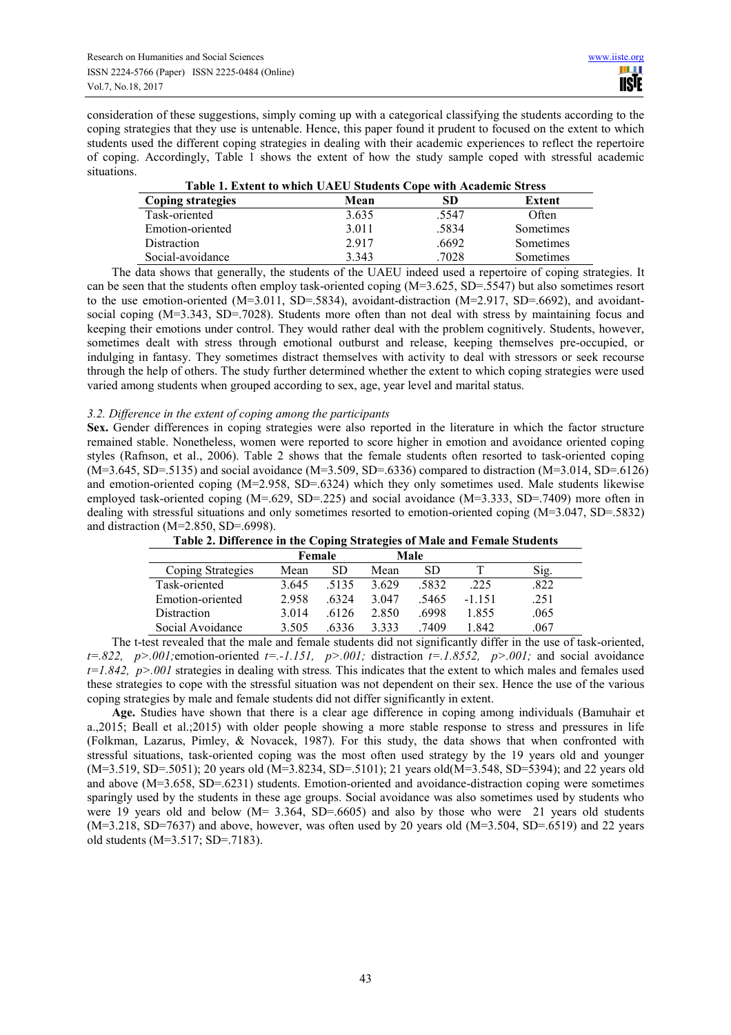consideration of these suggestions, simply coming up with a categorical classifying the students according to the coping strategies that they use is untenable. Hence, this paper found it prudent to focused on the extent to which students used the different coping strategies in dealing with their academic experiences to reflect the repertoire of coping. Accordingly, Table 1 shows the extent of how the study sample coped with stressful academic situations.

**Table 1. Extent to which UAEU Students Cope with Academic Stress**

| Coping strategies | Mean | SD | Extent |
|---|---|---|---|
| Task-oriented | 3.635 | .5547 | Often |
| Emotion-oriented | 3.011 | .5834 | Sometimes |
| Distraction | 2.917 | .6692 | Sometimes |
| Social-avoidance | 3.343 | .7028 | Sometimes |

The data shows that generally, the students of the UAEU indeed used a repertoire of coping strategies. It can be seen that the students often employ task-oriented coping (M=3.625, SD=.5547) but also sometimes resort to the use emotion-oriented (M=3.011, SD=.5834), avoidant-distraction (M=2.917, SD=.6692), and avoidant-social coping (M=3.343, SD=.7028). Students more often than not deal with stress by maintaining focus and keeping their emotions under control. They would rather deal with the problem cognitively. Students, however, sometimes dealt with stress through emotional outburst and release, keeping themselves pre-occupied, or indulging in fantasy. They sometimes distract themselves with activity to deal with stressors or seek recourse through the help of others. The study further determined whether the extent to which coping strategies were used varied among students when grouped according to sex, age, year level and marital status.

### *3.2. Difference in the extent of coping among the participants*

**Sex.** Gender differences in coping strategies were also reported in the literature in which the factor structure remained stable. Nonetheless, women were reported to score higher in emotion and avoidance oriented coping styles (Rafnson, et al., 2006). Table 2 shows that the female students often resorted to task-oriented coping (M=3.645, SD=.5135) and social avoidance (M=3.509, SD=.6336) compared to distraction (M=3.014, SD=.6126) and emotion-oriented coping (M=2.958, SD=.6324) which they only sometimes used. Male students likewise employed task-oriented coping (M=.629, SD=.225) and social avoidance (M=3.333, SD=.7409) more often in dealing with stressful situations and only sometimes resorted to emotion-oriented coping (M=3.047, SD=.5832) and distraction (M=2.850, SD=.6998).

**Table 2. Difference in the Coping Strategies of Male and Female Students**

| | Female | | Male | | | |
|---|---|---|---|---|---|---|
| Coping Strategies | Mean | SD | Mean | SD | T | Sig. |
| Task-oriented | 3.645 | .5135 | 3.629 | .5832 | .225 | .822 |
| Emotion-oriented | 2.958 | .6324 | 3.047 | .5465 | -1.151 | .251 |
| Distraction | 3.014 | .6126 | 2.850 | .6998 | 1.855 | .065 |
| Social Avoidance | 3.505 | .6336 | 3.333 | .7409 | 1.842 | .067 |

The t-test revealed that the male and female students did not significantly differ in the use of task-oriented, *t=.822, p>.001;*emotion-oriented *t=.-1.151, p>.001;* distraction *t=.1.8552, p>.001;* and social avoidance *t=1.842, p>.001* strategies in dealing with stress*.* This indicates that the extent to which males and females used these strategies to cope with the stressful situation was not dependent on their sex. Hence the use of the various coping strategies by male and female students did not differ significantly in extent.

**Age.** Studies have shown that there is a clear age difference in coping among individuals (Bamuhair et a.,2015; Beall et al.;2015) with older people showing a more stable response to stress and pressures in life (Folkman, Lazarus, Pimley, & Novacek, 1987). For this study, the data shows that when confronted with stressful situations, task-oriented coping was the most often used strategy by the 19 years old and younger (M=3.519, SD=.5051); 20 years old (M=3.8234, SD=.5101); 21 years old(M=3.548, SD=5394); and 22 years old and above (M=3.658, SD=.6231) students. Emotion-oriented and avoidance-distraction coping were sometimes sparingly used by the students in these age groups. Social avoidance was also sometimes used by students who were 19 years old and below (M= 3.364, SD=.6605) and also by those who were 21 years old students (M=3.218, SD=7637) and above, however, was often used by 20 years old (M=3.504, SD=.6519) and 22 years old students (M=3.517; SD=.7183).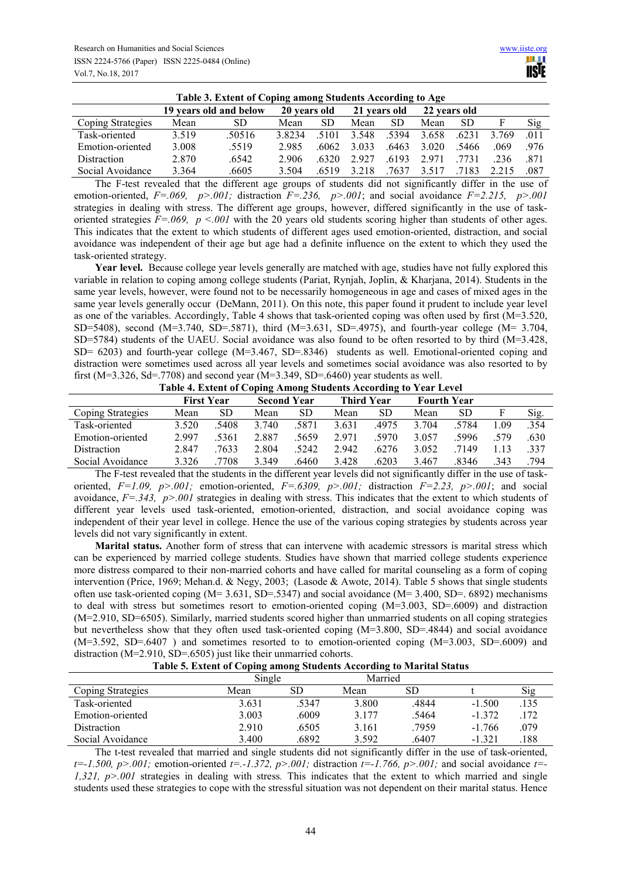**Table 3. Extent of Coping among Students According to Age**

| | 19 years old and below | | 20 years old | | 21 years old | | 22 years old | | | |
|---|---|---|---|---|---|---|---|---|---|---|
| Coping Strategies | Mean | SD | Mean | SD | Mean | SD | Mean | SD | F | Sig |
| Task-oriented | 3.519 | .50516 | 3.8234 | .5101 | 3.548 | .5394 | 3.658 | .6231 | 3.769 | .011 |
| Emotion-oriented | 3.008 | .5519 | 2.985 | .6062 | 3.033 | .6463 | 3.020 | .5466 | .069 | .976 |
| Distraction | 2.870 | .6542 | 2.906 | .6320 | 2.927 | .6193 | 2.971 | .7731 | .236 | .871 |
| Social Avoidance | 3.364 | .6605 | 3.504 | .6519 | 3.218 | .7637 | 3.517 | .7183 | 2.215 | .087 |

The F-test revealed that the different age groups of students did not significantly differ in the use of emotion-oriented, $F=.069,\ p>.001$; distraction $F=.236,\ p>.001$; and social avoidance $F=2.215,\ p>.001$ strategies in dealing with stress. The different age groups, however, differed significantly in the use of task-oriented strategies $F=.069,\ p<.001$ with the 20 years old students scoring higher than students of other ages. This indicates that the extent to which students of different ages used emotion-oriented, distraction, and social avoidance was independent of their age but age had a definite influence on the extent to which they used the task-oriented strategy.

**Year level.** Because college year levels generally are matched with age, studies have not fully explored this variable in relation to coping among college students (Pariat, Rynjah, Joplin, & Kharjana, 2014). Students in the same year levels, however, were found not to be necessarily homogeneous in age and cases of mixed ages in the same year levels generally occur (DeMann, 2011). On this note, this paper found it prudent to include year level as one of the variables. Accordingly, Table 4 shows that task-oriented coping was often used by first (M=3.520, SD=5408), second (M=3.740, SD=.5871), third (M=3.631, SD=.4975), and fourth-year college (M= 3.704, SD=5784) students of the UAEU. Social avoidance was also found to be often resorted to by third (M=3.428, SD= 6203) and fourth-year college (M=3.467, SD=.8346) students as well. Emotional-oriented coping and distraction were sometimes used across all year levels and sometimes social avoidance was also resorted to by first (M=3.326, Sd=.7708) and second year (M=3.349, SD=.6460) year students as well.

**Table 4. Extent of Coping Among Students According to Year Level**

| | First Year | | Second Year | | Third Year | | Fourth Year | | | |
|---|---|---|---|---|---|---|---|---|---|---|
| Coping Strategies | Mean | SD | Mean | SD | Mean | SD | Mean | SD | F | Sig. |
| Task-oriented | 3.520 | .5408 | 3.740 | .5871 | 3.631 | .4975 | 3.704 | .5784 | 1.09 | .354 |
| Emotion-oriented | 2.997 | .5361 | 2.887 | .5659 | 2.971 | .5970 | 3.057 | .5996 | .579 | .630 |
| Distraction | 2.847 | .7633 | 2.804 | .5242 | 2.942 | .6276 | 3.052 | .7149 | 1.13 | .337 |
| Social Avoidance | 3.326 | .7708 | 3.349 | .6460 | 3.428 | .6203 | 3.467 | .8346 | .343 | .794 |

The F-test revealed that the students in the different year levels did not significantly differ in the use of task-oriented, $F=1.09,\ p>.001$; emotion-oriented, $F=.6309,\ p>.001$; distraction $F=2.23,\ p>.001$; and social avoidance, $F=.343,\ p>.001$ strategies in dealing with stress. This indicates that the extent to which students of different year levels used task-oriented, emotion-oriented, distraction, and social avoidance coping was independent of their year level in college. Hence the use of the various coping strategies by students across year levels did not vary significantly in extent.

**Marital status.** Another form of stress that can intervene with academic stressors is marital stress which can be experienced by married college students. Studies have shown that married college students experience more distress compared to their non-married cohorts and have called for marital counseling as a form of coping intervention (Price, 1969; Mehan.d. & Negy, 2003; (Lasode & Awote, 2014). Table 5 shows that single students often use task-oriented coping (M= 3.631, SD=.5347) and social avoidance (M= 3.400, SD=. 6892) mechanisms to deal with stress but sometimes resort to emotion-oriented coping (M=3.003, SD=.6009) and distraction (M=2.910, SD=6505). Similarly, married students scored higher than unmarried students on all coping strategies but nevertheless show that they often used task-oriented coping (M=3.800, SD=.4844) and social avoidance (M=3.592, SD=.6407 ) and sometimes resorted to to emotion-oriented coping (M=3.003, SD=.6009) and distraction (M=2.910, SD=.6505) just like their unmarried cohorts.

**Table 5. Extent of Coping among Students According to Marital Status**

| | Single | | Married | | | |
|---|---|---|---|---|---|---|
| Coping Strategies | Mean | SD | Mean | SD | t | Sig |
| Task-oriented | 3.631 | .5347 | 3.800 | .4844 | -1.500 | .135 |
| Emotion-oriented | 3.003 | .6009 | 3.177 | .5464 | -1.372 | .172 |
| Distraction | 2.910 | .6505 | 3.161 | .7959 | -1.766 | .079 |
| Social Avoidance | 3.400 | .6892 | 3.592 | .6407 | -1.321 | .188 |

The t-test revealed that married and single students did not significantly differ in the use of task-oriented, $t=-1.500,\ p>.001$; emotion-oriented $t=.-1.372,\ p>.001$; distraction $t=-1.766,\ p>.001$; and social avoidance $t=-1,321,\ p>.001$ strategies in dealing with stress. This indicates that the extent to which married and single students used these strategies to cope with the stressful situation was not dependent on their marital status. Hence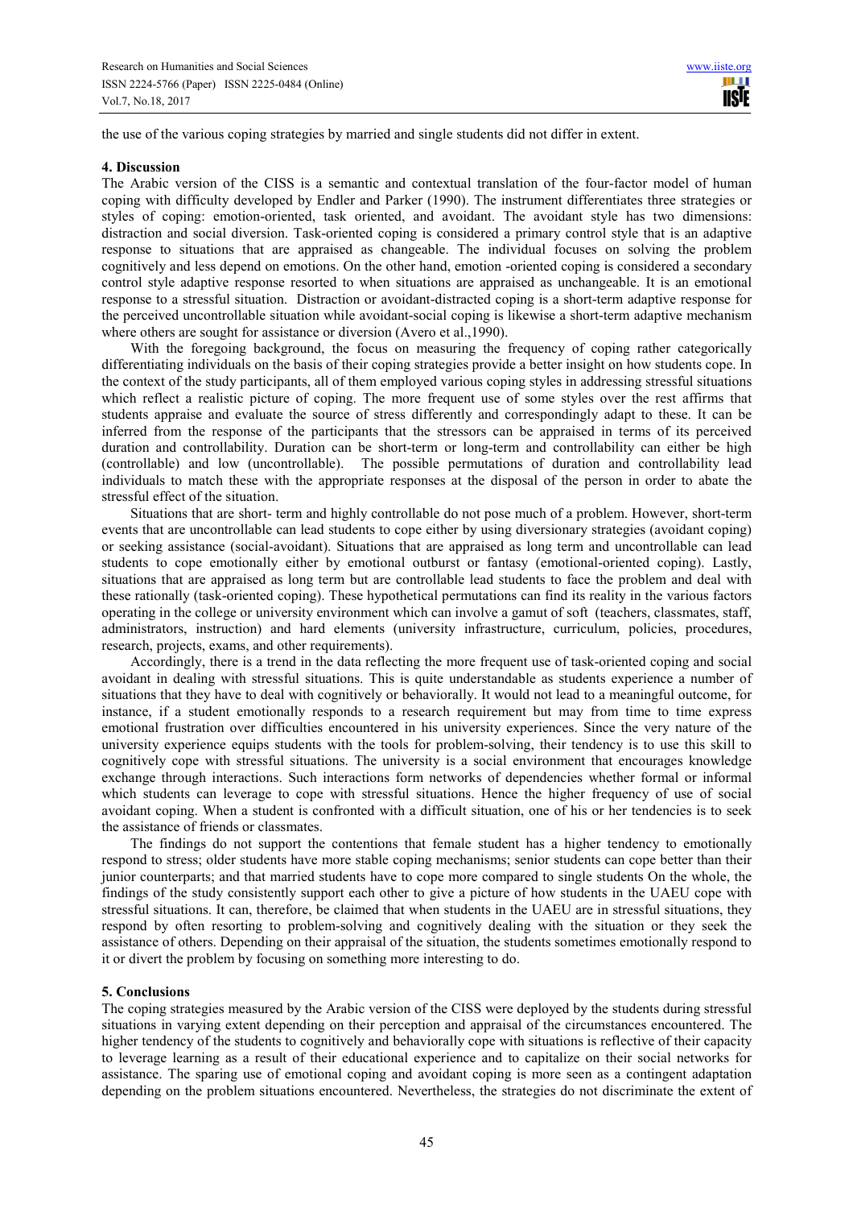the use of the various coping strategies by married and single students did not differ in extent.

## 4. Discussion

The Arabic version of the CISS is a semantic and contextual translation of the four-factor model of human coping with difficulty developed by Endler and Parker (1990). The instrument differentiates three strategies or styles of coping: emotion-oriented, task oriented, and avoidant. The avoidant style has two dimensions: distraction and social diversion. Task-oriented coping is considered a primary control style that is an adaptive response to situations that are appraised as changeable. The individual focuses on solving the problem cognitively and less depend on emotions. On the other hand, emotion -oriented coping is considered a secondary control style adaptive response resorted to when situations are appraised as unchangeable. It is an emotional response to a stressful situation. Distraction or avoidant-distracted coping is a short-term adaptive response for the perceived uncontrollable situation while avoidant-social coping is likewise a short-term adaptive mechanism where others are sought for assistance or diversion (Avero et al.,1990).

With the foregoing background, the focus on measuring the frequency of coping rather categorically differentiating individuals on the basis of their coping strategies provide a better insight on how students cope. In the context of the study participants, all of them employed various coping styles in addressing stressful situations which reflect a realistic picture of coping. The more frequent use of some styles over the rest affirms that students appraise and evaluate the source of stress differently and correspondingly adapt to these. It can be inferred from the response of the participants that the stressors can be appraised in terms of its perceived duration and controllability. Duration can be short-term or long-term and controllability can either be high (controllable) and low (uncontrollable). The possible permutations of duration and controllability lead individuals to match these with the appropriate responses at the disposal of the person in order to abate the stressful effect of the situation.

Situations that are short- term and highly controllable do not pose much of a problem. However, short-term events that are uncontrollable can lead students to cope either by using diversionary strategies (avoidant coping) or seeking assistance (social-avoidant). Situations that are appraised as long term and uncontrollable can lead students to cope emotionally either by emotional outburst or fantasy (emotional-oriented coping). Lastly, situations that are appraised as long term but are controllable lead students to face the problem and deal with these rationally (task-oriented coping). These hypothetical permutations can find its reality in the various factors operating in the college or university environment which can involve a gamut of soft (teachers, classmates, staff, administrators, instruction) and hard elements (university infrastructure, curriculum, policies, procedures, research, projects, exams, and other requirements).

Accordingly, there is a trend in the data reflecting the more frequent use of task-oriented coping and social avoidant in dealing with stressful situations. This is quite understandable as students experience a number of situations that they have to deal with cognitively or behaviorally. It would not lead to a meaningful outcome, for instance, if a student emotionally responds to a research requirement but may from time to time express emotional frustration over difficulties encountered in his university experiences. Since the very nature of the university experience equips students with the tools for problem-solving, their tendency is to use this skill to cognitively cope with stressful situations. The university is a social environment that encourages knowledge exchange through interactions. Such interactions form networks of dependencies whether formal or informal which students can leverage to cope with stressful situations. Hence the higher frequency of use of social avoidant coping. When a student is confronted with a difficult situation, one of his or her tendencies is to seek the assistance of friends or classmates.

The findings do not support the contentions that female student has a higher tendency to emotionally respond to stress; older students have more stable coping mechanisms; senior students can cope better than their junior counterparts; and that married students have to cope more compared to single students On the whole, the findings of the study consistently support each other to give a picture of how students in the UAEU cope with stressful situations. It can, therefore, be claimed that when students in the UAEU are in stressful situations, they respond by often resorting to problem-solving and cognitively dealing with the situation or they seek the assistance of others. Depending on their appraisal of the situation, the students sometimes emotionally respond to it or divert the problem by focusing on something more interesting to do.

## 5. Conclusions

The coping strategies measured by the Arabic version of the CISS were deployed by the students during stressful situations in varying extent depending on their perception and appraisal of the circumstances encountered. The higher tendency of the students to cognitively and behaviorally cope with situations is reflective of their capacity to leverage learning as a result of their educational experience and to capitalize on their social networks for assistance. The sparing use of emotional coping and avoidant coping is more seen as a contingent adaptation depending on the problem situations encountered. Nevertheless, the strategies do not discriminate the extent of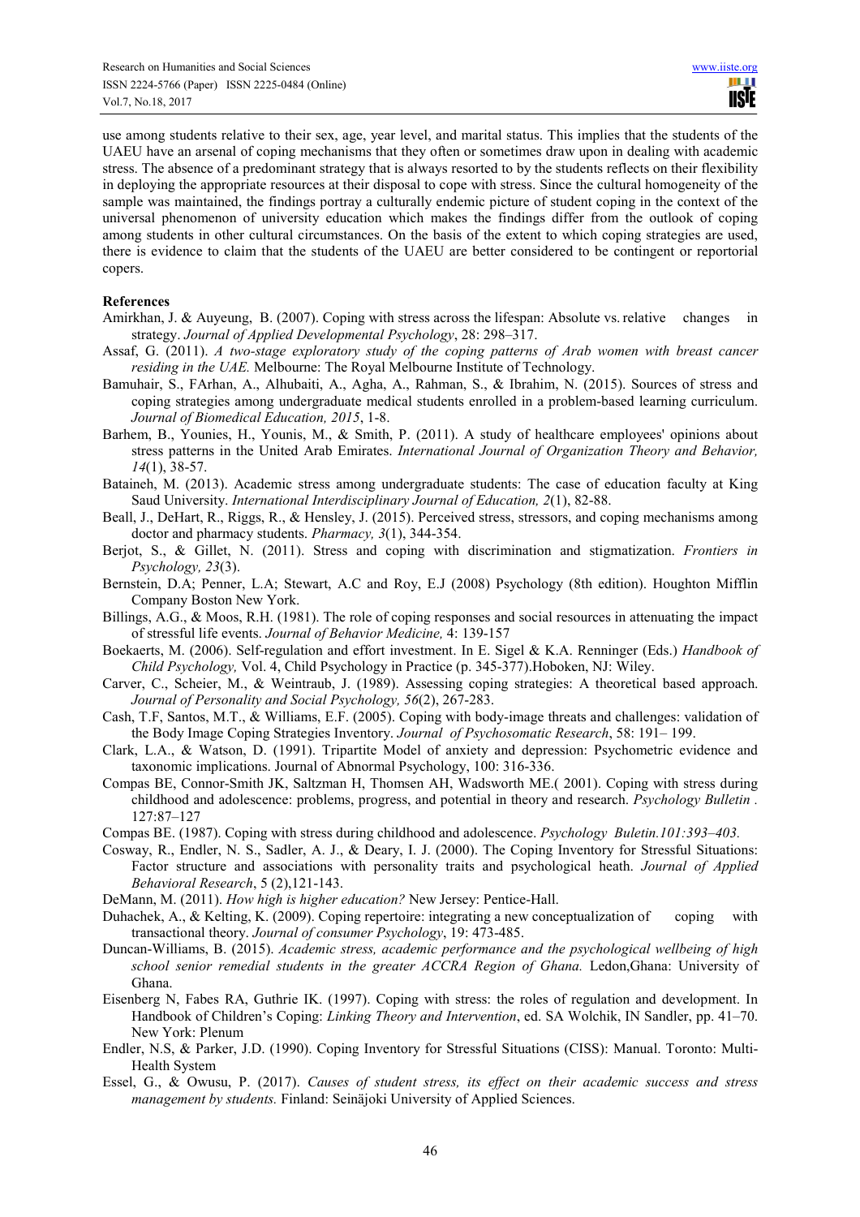use among students relative to their sex, age, year level, and marital status. This implies that the students of the UAEU have an arsenal of coping mechanisms that they often or sometimes draw upon in dealing with academic stress. The absence of a predominant strategy that is always resorted to by the students reflects on their flexibility in deploying the appropriate resources at their disposal to cope with stress. Since the cultural homogeneity of the sample was maintained, the findings portray a culturally endemic picture of student coping in the context of the universal phenomenon of university education which makes the findings differ from the outlook of coping among students in other cultural circumstances. On the basis of the extent to which coping strategies are used, there is evidence to claim that the students of the UAEU are better considered to be contingent or reportorial copers.

**References**

Amirkhan, J. & Auyeung, B. (2007). Coping with stress across the lifespan: Absolute vs. relative changes in strategy. *Journal of Applied Developmental Psychology*, 28: 298–317.

Assaf, G. (2011). *A two-stage exploratory study of the coping patterns of Arab women with breast cancer residing in the UAE.* Melbourne: The Royal Melbourne Institute of Technology.

Bamuhair, S., FArhan, A., Alhubaiti, A., Agha, A., Rahman, S., & Ibrahim, N. (2015). Sources of stress and coping strategies among undergraduate medical students enrolled in a problem-based learning curriculum. *Journal of Biomedical Education, 2015*, 1-8.

Barhem, B., Younies, H., Younis, M., & Smith, P. (2011). A study of healthcare employees' opinions about stress patterns in the United Arab Emirates. *International Journal of Organization Theory and Behavior, 14*(1), 38-57.

Bataineh, M. (2013). Academic stress among undergraduate students: The case of education faculty at King Saud University. *International Interdisciplinary Journal of Education, 2*(1), 82-88.

Beall, J., DeHart, R., Riggs, R., & Hensley, J. (2015). Perceived stress, stressors, and coping mechanisms among doctor and pharmacy students. *Pharmacy, 3*(1), 344-354.

Berjot, S., & Gillet, N. (2011). Stress and coping with discrimination and stigmatization. *Frontiers in Psychology, 23*(3).

Bernstein, D.A; Penner, L.A; Stewart, A.C and Roy, E.J (2008) Psychology (8th edition). Houghton Mifflin Company Boston New York.

Billings, A.G., & Moos, R.H. (1981). The role of coping responses and social resources in attenuating the impact of stressful life events. *Journal of Behavior Medicine,* 4: 139-157

Boekaerts, M. (2006). Self-regulation and effort investment. In E. Sigel & K.A. Renninger (Eds.) *Handbook of Child Psychology,* Vol. 4, Child Psychology in Practice (p. 345-377).Hoboken, NJ: Wiley.

Carver, C., Scheier, M., & Weintraub, J. (1989). Assessing coping strategies: A theoretical based approach. *Journal of Personality and Social Psychology, 56*(2), 267-283.

Cash, T.F, Santos, M.T., & Williams, E.F. (2005). Coping with body-image threats and challenges: validation of the Body Image Coping Strategies Inventory. *Journal of Psychosomatic Research*, 58: 191– 199.

Clark, L.A., & Watson, D. (1991). Tripartite Model of anxiety and depression: Psychometric evidence and taxonomic implications. Journal of Abnormal Psychology, 100: 316-336.

Compas BE, Connor-Smith JK, Saltzman H, Thomsen AH, Wadsworth ME.( 2001). Coping with stress during childhood and adolescence: problems, progress, and potential in theory and research. *Psychology Bulletin .* 127:87–127

Compas BE. (1987). Coping with stress during childhood and adolescence. *Psychology Buletin.101:393–403.*

Cosway, R., Endler, N. S., Sadler, A. J., & Deary, I. J. (2000). The Coping Inventory for Stressful Situations: Factor structure and associations with personality traits and psychological heath. *Journal of Applied Behavioral Research*, 5 (2),121-143.

DeMann, M. (2011). *How high is higher education?* New Jersey: Pentice-Hall.

Duhachek, A., & Kelting, K. (2009). Coping repertoire: integrating a new conceptualization of coping with transactional theory. *Journal of consumer Psychology*, 19: 473-485.

Duncan-Williams, B. (2015). *Academic stress, academic performance and the psychological wellbeing of high school senior remedial students in the greater ACCRA Region of Ghana.* Ledon,Ghana: University of Ghana.

Eisenberg N, Fabes RA, Guthrie IK. (1997). Coping with stress: the roles of regulation and development. In Handbook of Children's Coping: *Linking Theory and Intervention*, ed. SA Wolchik, IN Sandler, pp. 41–70. New York: Plenum

Endler, N.S, & Parker, J.D. (1990). Coping Inventory for Stressful Situations (CISS): Manual. Toronto: Multi-Health System

Essel, G., & Owusu, P. (2017). *Causes of student stress, its effect on their academic success and stress management by students.* Finland: Seinäjoki University of Applied Sciences.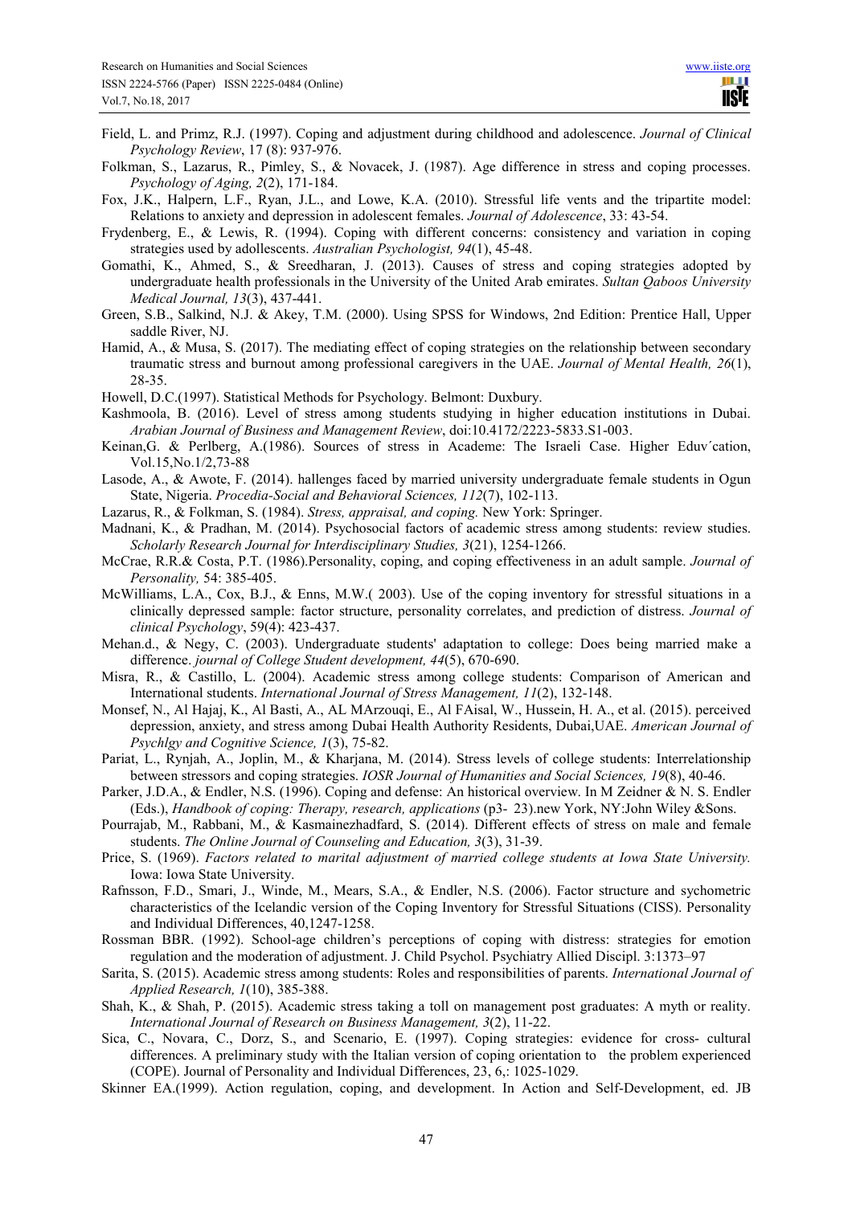Field, L. and Primz, R.J. (1997). Coping and adjustment during childhood and adolescence. *Journal of Clinical Psychology Review*, 17 (8): 937-976.

Folkman, S., Lazarus, R., Pimley, S., & Novacek, J. (1987). Age difference in stress and coping processes. *Psychology of Aging, 2*(2), 171-184.

Fox, J.K., Halpern, L.F., Ryan, J.L., and Lowe, K.A. (2010). Stressful life vents and the tripartite model: Relations to anxiety and depression in adolescent females. *Journal of Adolescence*, 33: 43-54.

Frydenberg, E., & Lewis, R. (1994). Coping with different concerns: consistency and variation in coping strategies used by adollescents. *Australian Psychologist, 94*(1), 45-48.

Gomathi, K., Ahmed, S., & Sreedharan, J. (2013). Causes of stress and coping strategies adopted by undergraduate health professionals in the University of the United Arab emirates. *Sultan Qaboos University Medical Journal, 13*(3), 437-441.

Green, S.B., Salkind, N.J. & Akey, T.M. (2000). Using SPSS for Windows, 2nd Edition: Prentice Hall, Upper saddle River, NJ.

Hamid, A., & Musa, S. (2017). The mediating effect of coping strategies on the relationship between secondary traumatic stress and burnout among professional caregivers in the UAE. *Journal of Mental Health, 26*(1), 28-35.

Howell, D.C.(1997). Statistical Methods for Psychology. Belmont: Duxbury.

Kashmoola, B. (2016). Level of stress among students studying in higher education institutions in Dubai. *Arabian Journal of Business and Management Review*, doi:10.4172/2223-5833.S1-003.

Keinan,G. & Perlberg, A.(1986). Sources of stress in Academe: The Israeli Case. Higher Eduv´cation, Vol.15,No.1/2,73-88

Lasode, A., & Awote, F. (2014). hallenges faced by married university undergraduate female students in Ogun State, Nigeria. *Procedia-Social and Behavioral Sciences, 112*(7), 102-113.

Lazarus, R., & Folkman, S. (1984). *Stress, appraisal, and coping.* New York: Springer.

Madnani, K., & Pradhan, M. (2014). Psychosocial factors of academic stress among students: review studies. *Scholarly Research Journal for Interdisciplinary Studies, 3*(21), 1254-1266.

McCrae, R.R.& Costa, P.T. (1986).Personality, coping, and coping effectiveness in an adult sample. *Journal of Personality,* 54: 385-405.

McWilliams, L.A., Cox, B.J., & Enns, M.W.( 2003). Use of the coping inventory for stressful situations in a clinically depressed sample: factor structure, personality correlates, and prediction of distress. *Journal of clinical Psychology*, 59(4): 423-437.

Mehan.d., & Negy, C. (2003). Undergraduate students' adaptation to college: Does being married make a difference. *journal of College Student development, 44*(5), 670-690.

Misra, R., & Castillo, L. (2004). Academic stress among college students: Comparison of American and International students. *International Journal of Stress Management, 11*(2), 132-148.

Monsef, N., Al Hajaj, K., Al Basti, A., AL MArzouqi, E., Al FAisal, W., Hussein, H. A., et al. (2015). perceived depression, anxiety, and stress among Dubai Health Authority Residents, Dubai,UAE. *American Journal of Psychlgy and Cognitive Science, 1*(3), 75-82.

Pariat, L., Rynjah, A., Joplin, M., & Kharjana, M. (2014). Stress levels of college students: Interrelationship between stressors and coping strategies. *IOSR Journal of Humanities and Social Sciences, 19*(8), 40-46.

Parker, J.D.A., & Endler, N.S. (1996). Coping and defense: An historical overview. In M Zeidner & N. S. Endler (Eds.), *Handbook of coping: Therapy, research, applications* (p3- 23).new York, NY:John Wiley &Sons.

Pourrajab, M., Rabbani, M., & Kasmainezhadfard, S. (2014). Different effects of stress on male and female students. *The Online Journal of Counseling and Education, 3*(3), 31-39.

Price, S. (1969). *Factors related to marital adjustment of married college students at Iowa State University.* Iowa: Iowa State University.

Rafnsson, F.D., Smari, J., Winde, M., Mears, S.A., & Endler, N.S. (2006). Factor structure and sychometric characteristics of the Icelandic version of the Coping Inventory for Stressful Situations (CISS). Personality and Individual Differences, 40,1247-1258.

Rossman BBR. (1992). School-age children's perceptions of coping with distress: strategies for emotion regulation and the moderation of adjustment. J. Child Psychol. Psychiatry Allied Discipl. 3:1373–97

Sarita, S. (2015). Academic stress among students: Roles and responsibilities of parents. *International Journal of Applied Research, 1*(10), 385-388.

Shah, K., & Shah, P. (2015). Academic stress taking a toll on management post graduates: A myth or reality. *International Journal of Research on Business Management, 3*(2), 11-22.

Sica, C., Novara, C., Dorz, S., and Scenario, E. (1997). Coping strategies: evidence for cross- cultural differences. A preliminary study with the Italian version of coping orientation to the problem experienced (COPE). Journal of Personality and Individual Differences, 23, 6,: 1025-1029.

Skinner EA.(1999). Action regulation, coping, and development. In Action and Self-Development, ed. JB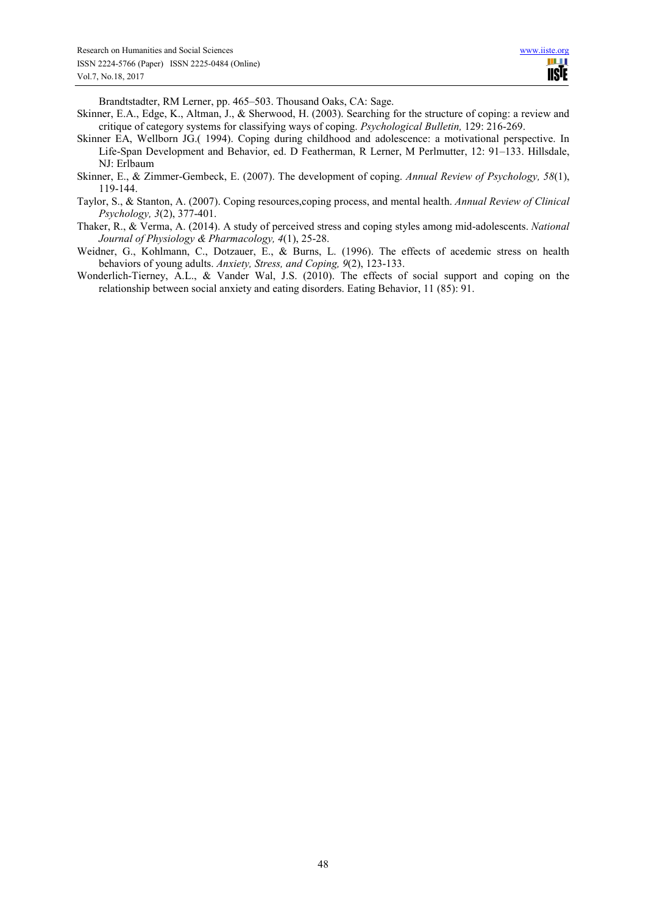Brandtstadter, RM Lerner, pp. 465–503. Thousand Oaks, CA: Sage.

Skinner, E.A., Edge, K., Altman, J., & Sherwood, H. (2003). Searching for the structure of coping: a review and critique of category systems for classifying ways of coping. *Psychological Bulletin,* 129: 216-269.

Skinner EA, Wellborn JG.( 1994). Coping during childhood and adolescence: a motivational perspective. In Life-Span Development and Behavior, ed. D Featherman, R Lerner, M Perlmutter, 12: 91–133. Hillsdale, NJ: Erlbaum

Skinner, E., & Zimmer-Gembeck, E. (2007). The development of coping. *Annual Review of Psychology, 58*(1), 119-144.

Taylor, S., & Stanton, A. (2007). Coping resources,coping process, and mental health. *Annual Review of Clinical Psychology, 3*(2), 377-401.

Thaker, R., & Verma, A. (2014). A study of perceived stress and coping styles among mid-adolescents. *National Journal of Physiology & Pharmacology, 4*(1), 25-28.

Weidner, G., Kohlmann, C., Dotzauer, E., & Burns, L. (1996). The effects of acedemic stress on health behaviors of young adults. *Anxiety, Stress, and Coping, 9*(2), 123-133.

Wonderlich-Tierney, A.L., & Vander Wal, J.S. (2010). The effects of social support and coping on the relationship between social anxiety and eating disorders. Eating Behavior, 11 (85): 91.